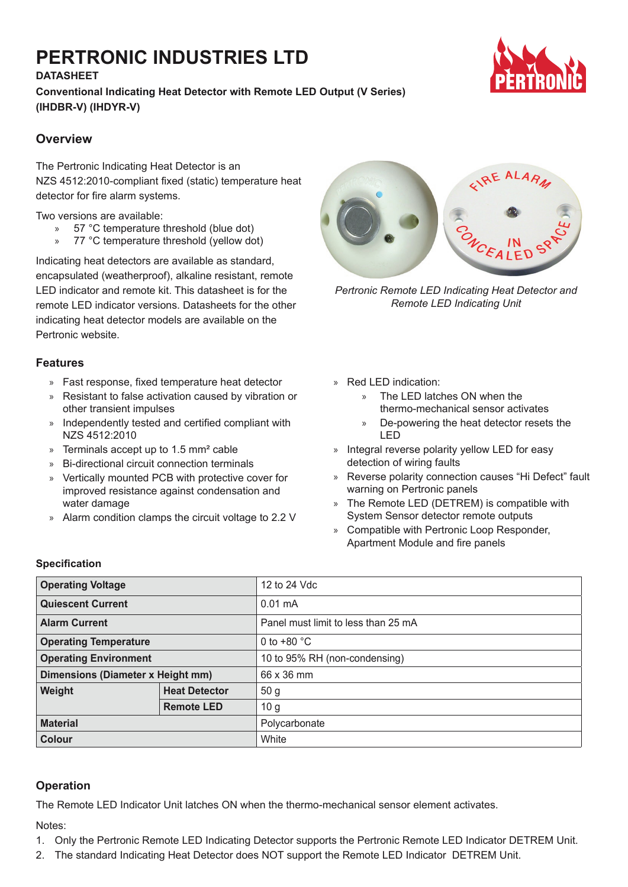# PERTRONIC INDUSTRIES LTD

**DATASHEET**

**Conventional Indicating Heat Detector with Remote LED Output (V Series) (IHDBR-V) (IHDYR-V)**

## Overview

The Pertronic Indicating Heat Detector is an NZS 4512:2010-compliant fixed (static) temperature heat detector for fire alarm systems.

Two versions are available:

- 57 °C temperature threshold (blue dot)
- 77 °C temperature threshold (yellow dot)

Indicating heat detectors are available as standard, encapsulated (weatherproof), alkaline resistant, remote LED indicator and remote kit. This datasheet is for the remote LED indicator versions. Datasheets for the other indicating heat detector models are available on the Pertronic website.

*Pertronic Remote LED Indicating Heat Detector and Remote LED Indicating Unit*

## Features

- Fast response, fixed temperature heat detector
- Resistant to false activation caused by vibration or other transient impulses
- Independently tested and certified compliant with NZS 4512:2010
- Terminals accept up to 1.5 mm² cable
- Bi-directional circuit connection terminals
- Vertically mounted PCB with protective cover for improved resistance against condensation and water damage
- Alarm condition clamps the circuit voltage to 2.2 V
- Red LED indication:
  - The LED latches ON when the thermo-mechanical sensor activates
  - De-powering the heat detector resets the LED
- Integral reverse polarity yellow LED for easy detection of wiring faults
- Reverse polarity connection causes "Hi Defect" fault warning on Pertronic panels
- The Remote LED (DETREM) is compatible with System Sensor detector remote outputs
- Compatible with Pertronic Loop Responder, Apartment Module and fire panels

### Specification

| | | |
|---|---|---|
| **Operating Voltage** | | 12 to 24 Vdc |
| **Quiescent Current** | | 0.01 mA |
| **Alarm Current** | | Panel must limit to less than 25 mA |
| **Operating Temperature** | | 0 to +80 °C |
| **Operating Environment** | | 10 to 95% RH (non-condensing) |
| **Dimensions (Diameter x Height mm)** | | 66 x 36 mm |
| **Weight** | **Heat Detector** | 50 g |
| | **Remote LED** | 10 g |
| **Material** | | Polycarbonate |
| **Colour** | | White |

## Operation

The Remote LED Indicator Unit latches ON when the thermo-mechanical sensor element activates.

Notes:

1. Only the Pertronic Remote LED Indicating Detector supports the Pertronic Remote LED Indicator DETREM Unit.
2. The standard Indicating Heat Detector does NOT support the Remote LED Indicator DETREM Unit.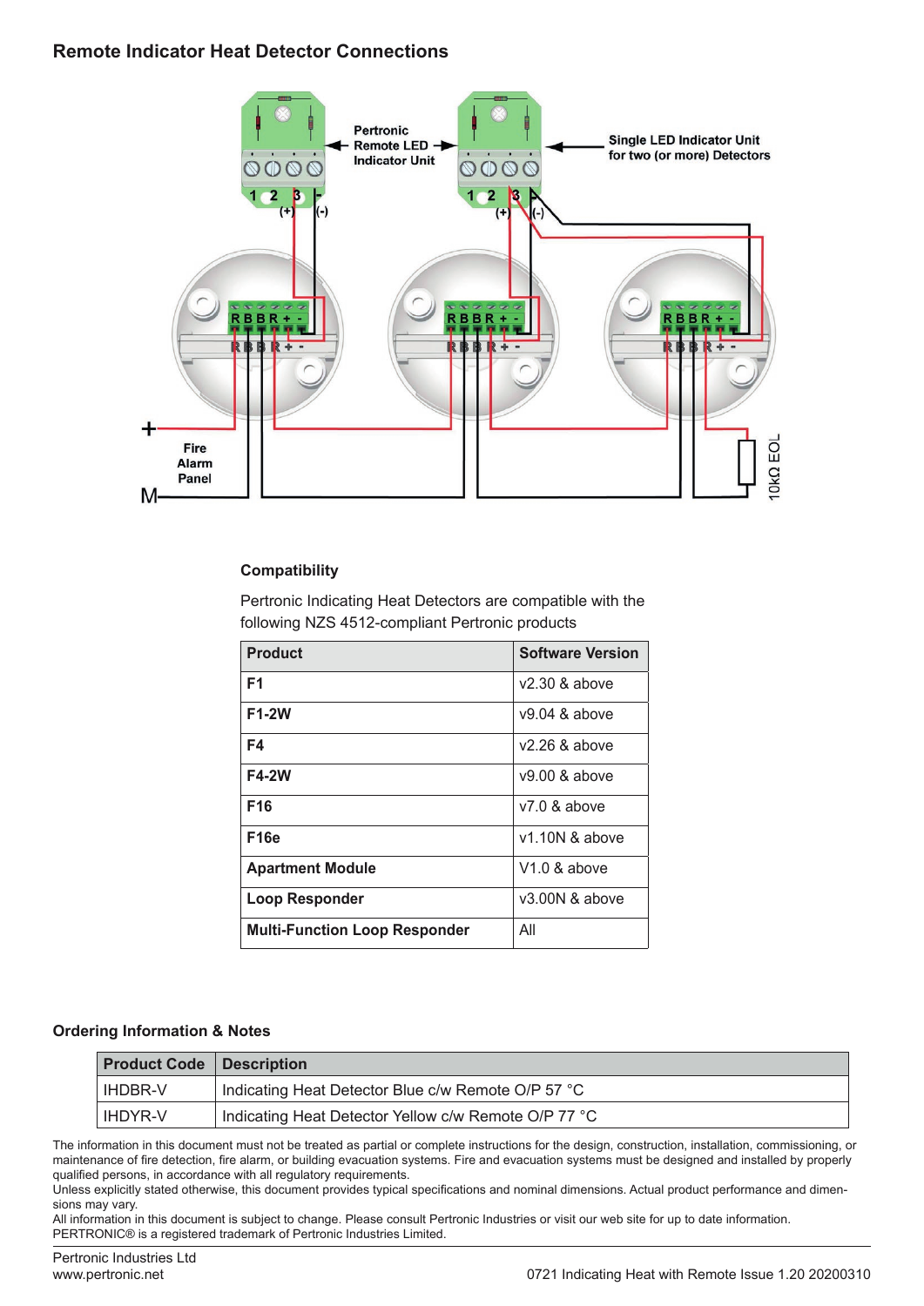## Remote Indicator Heat Detector Connections

Pertronic Remote LED Indicator Unit

Single LED Indicator Unit for two (or more) Detectors

1 2 3 (+) (-)

R B B R + -

+ Fire Alarm Panel M

10kΩ EOL

### Compatibility

Pertronic Indicating Heat Detectors are compatible with the following NZS 4512-compliant Pertronic products

| Product | Software Version |
|---|---|
| **F1** | v2.30 & above |
| **F1-2W** | v9.04 & above |
| **F4** | v2.26 & above |
| **F4-2W** | v9.00 & above |
| **F16** | v7.0 & above |
| **F16e** | v1.10N & above |
| **Apartment Module** | V1.0 & above |
| **Loop Responder** | v3.00N & above |
| **Multi-Function Loop Responder** | All |

## Ordering Information & Notes

| Product Code | Description |
|---|---|
| IHDBR-V | Indicating Heat Detector Blue c/w Remote O/P 57 °C |
| IHDYR-V | Indicating Heat Detector Yellow c/w Remote O/P 77 °C |

The information in this document must not be treated as partial or complete instructions for the design, construction, installation, commissioning, or maintenance of fire detection, fire alarm, or building evacuation systems. Fire and evacuation systems must be designed and installed by properly qualified persons, in accordance with all regulatory requirements.
Unless explicitly stated otherwise, this document provides typical specifications and nominal dimensions. Actual product performance and dimensions may vary.
All information in this document is subject to change. Please consult Pertronic Industries or visit our web site for up to date information.
PERTRONIC® is a registered trademark of Pertronic Industries Limited.

Pertronic Industries Ltd
www.pertronic.net

0721 Indicating Heat with Remote Issue 1.20 20200310